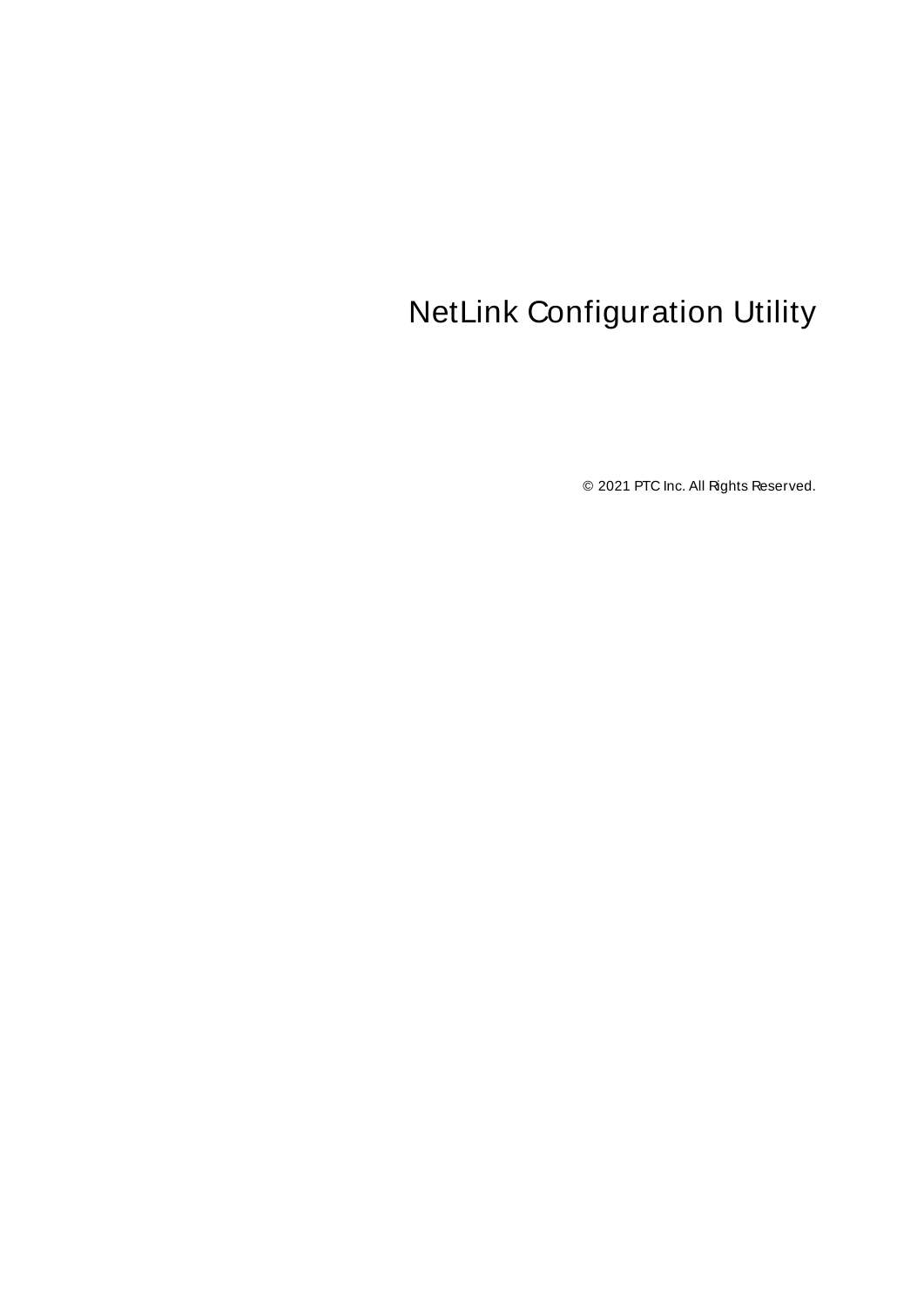# NetLink Configuration Utility

© 2021 PTC Inc. All Rights Reserved.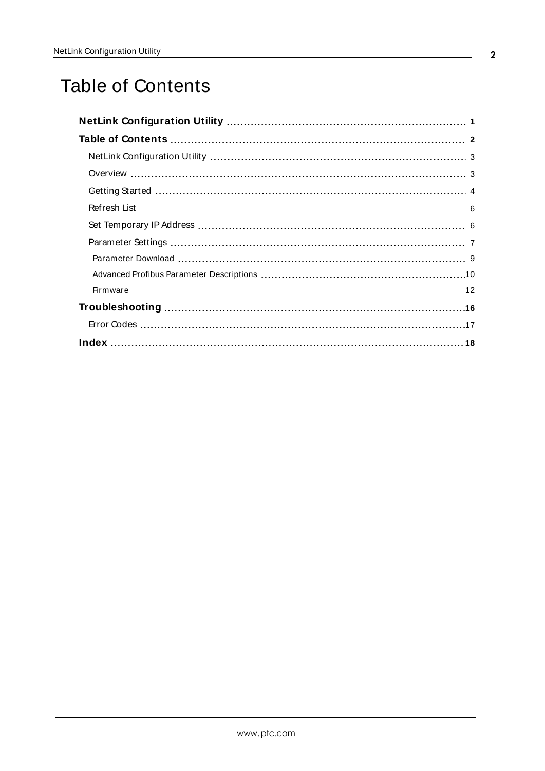# Table of Contents

**NetLink Configuration Utility** 1

**Table of Contents** 2

- NetLink Configuration Utility 3
- Overview 3
- Getting Started 4
- Refresh List 6
- Set Temporary IP Address 6
- Parameter Settings 7
  - Parameter Download 9
  - Advanced Profibus Parameter Descriptions 10
  - Firmware 12

**Troubleshooting** 16

- Error Codes 17

**Index** 18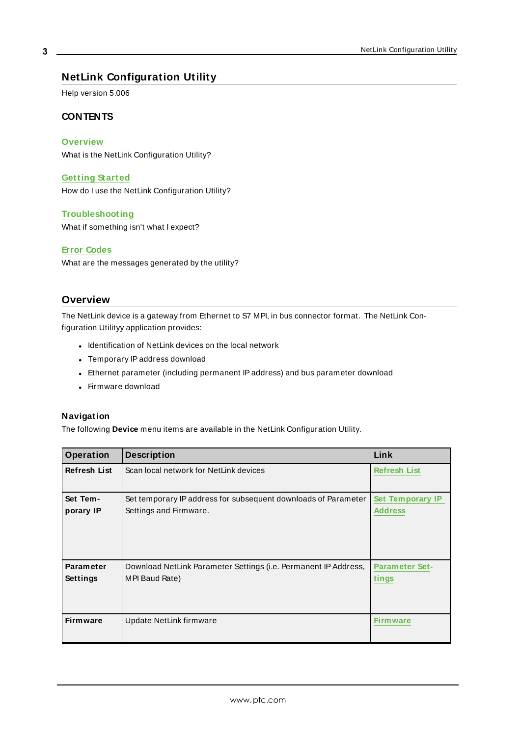# NetLink Configuration Utility

Help version 5.006

### CONTENTS

**Overview**
What is the NetLink Configuration Utility?

**Getting Started**
How do I use the NetLink Configuration Utility?

**Troubleshooting**
What if something isn't what I expect?

**Error Codes**
What are the messages generated by the utility?

## Overview

The NetLink device is a gateway from Ethernet to S7 MPI, in bus connector format. The NetLink Configuration Utilityy application provides:

- Identification of NetLink devices on the local network
- Temporary IP address download
- Ethernet parameter (including permanent IP address) and bus parameter download
- Firmware download

### Navigation

The following **Device** menu items are available in the NetLink Configuration Utility.

| Operation | Description | Link |
|---|---|---|
| **Refresh List** | Scan local network for NetLink devices | Refresh List |
| **Set Temporary IP** | Set temporary IP address for subsequent downloads of Parameter Settings and Firmware. | Set Temporary IP Address |
| **Parameter Settings** | Download NetLink Parameter Settings (i.e. Permanent IP Address, MPI Baud Rate) | Parameter Settings |
| **Firmware** | Update NetLink firmware | Firmware |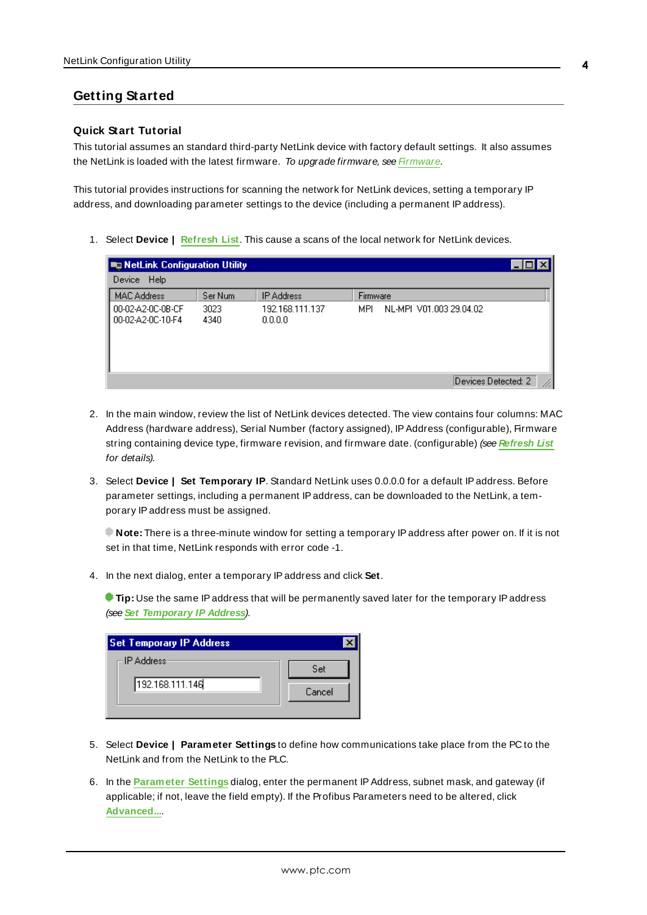## Getting Started

### Quick Start Tutorial

This tutorial assumes an standard third-party NetLink device with factory default settings. It also assumes the NetLink is loaded with the latest firmware. *To upgrade firmware, see Firmware.*

This tutorial provides instructions for scanning the network for NetLink devices, setting a temporary IP address, and downloading parameter settings to the device (including a permanent IP address).

1. Select **Device | Refresh List**. This cause a scans of the local network for NetLink devices.

2. In the main window, review the list of NetLink devices detected. The view contains four columns: MAC Address (hardware address), Serial Number (factory assigned), IP Address (configurable), Firmware string containing device type, firmware revision, and firmware date. (configurable) *(see Refresh List for details).*

3. Select **Device | Set Temporary IP**. Standard NetLink uses 0.0.0.0 for a default IP address. Before parameter settings, including a permanent IP address, can be downloaded to the NetLink, a temporary IP address must be assigned.

   **Note:** There is a three-minute window for setting a temporary IP address after power on. If it is not set in that time, NetLink responds with error code -1.

4. In the next dialog, enter a temporary IP address and click **Set**.

   **Tip:** Use the same IP address that will be permanently saved later for the temporary IP address *(see Set Temporary IP Address).*

5. Select **Device | Parameter Settings** to define how communications take place from the PC to the NetLink and from the NetLink to the PLC.

6. In the **Parameter Settings** dialog, enter the permanent IP Address, subnet mask, and gateway (if applicable; if not, leave the field empty). If the Profibus Parameters need to be altered, click **Advanced...**.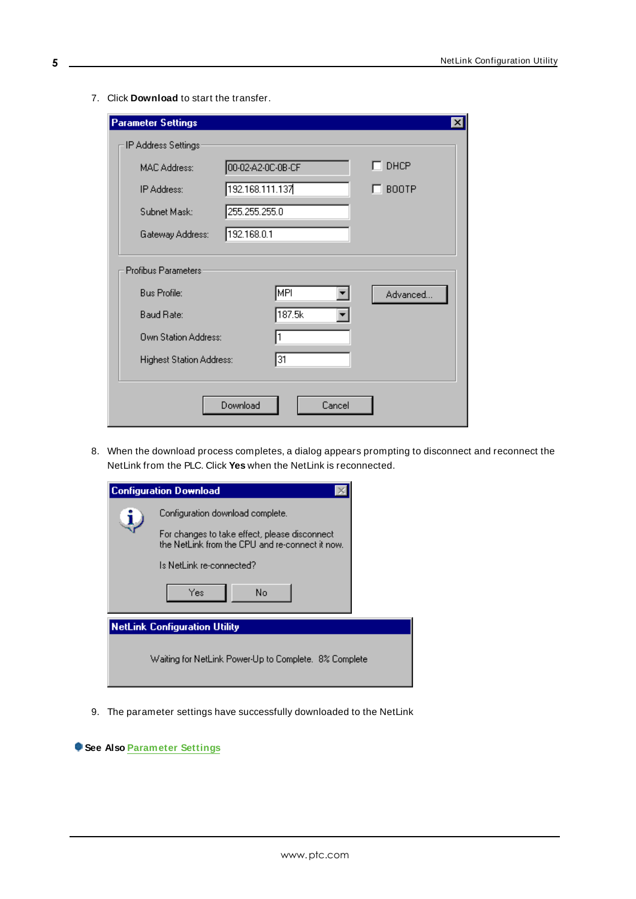7. Click **Download** to start the transfer.

8. When the download process completes, a dialog appears prompting to disconnect and reconnect the NetLink from the PLC. Click **Yes** when the NetLink is reconnected.

9. The parameter settings have successfully downloaded to the NetLink

**See Also** Parameter Settings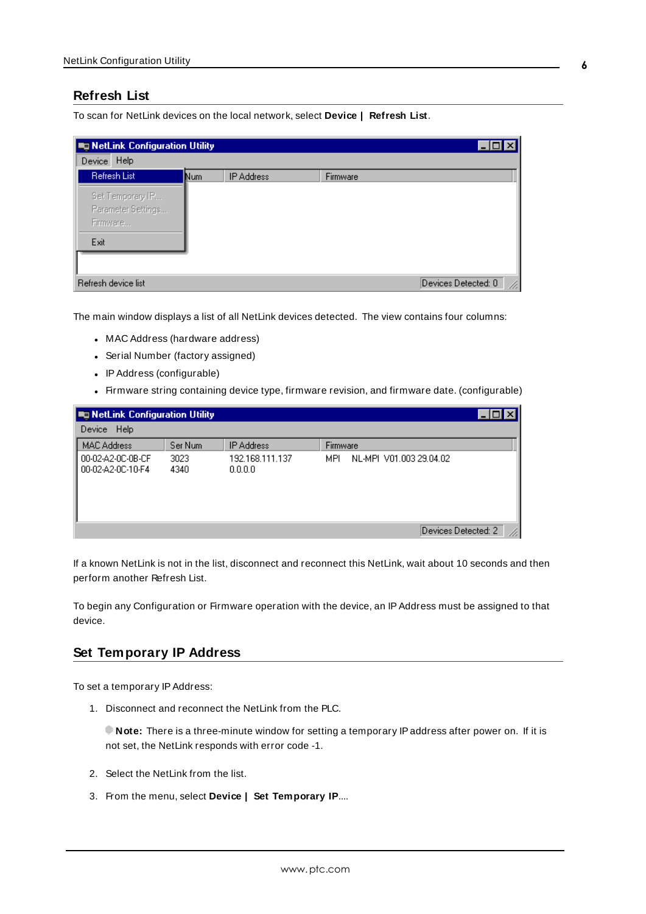## Refresh List

To scan for NetLink devices on the local network, select **Device | Refresh List**.

The main window displays a list of all NetLink devices detected. The view contains four columns:

- MAC Address (hardware address)
- Serial Number (factory assigned)
- IP Address (configurable)
- Firmware string containing device type, firmware revision, and firmware date. (configurable)

If a known NetLink is not in the list, disconnect and reconnect this NetLink, wait about 10 seconds and then perform another Refresh List.

To begin any Configuration or Firmware operation with the device, an IP Address must be assigned to that device.

## Set Temporary IP Address

To set a temporary IP Address:

1. Disconnect and reconnect the NetLink from the PLC.

   **Note:** There is a three-minute window for setting a temporary IP address after power on. If it is not set, the NetLink responds with error code -1.

2. Select the NetLink from the list.

3. From the menu, select **Device | Set Temporary IP**....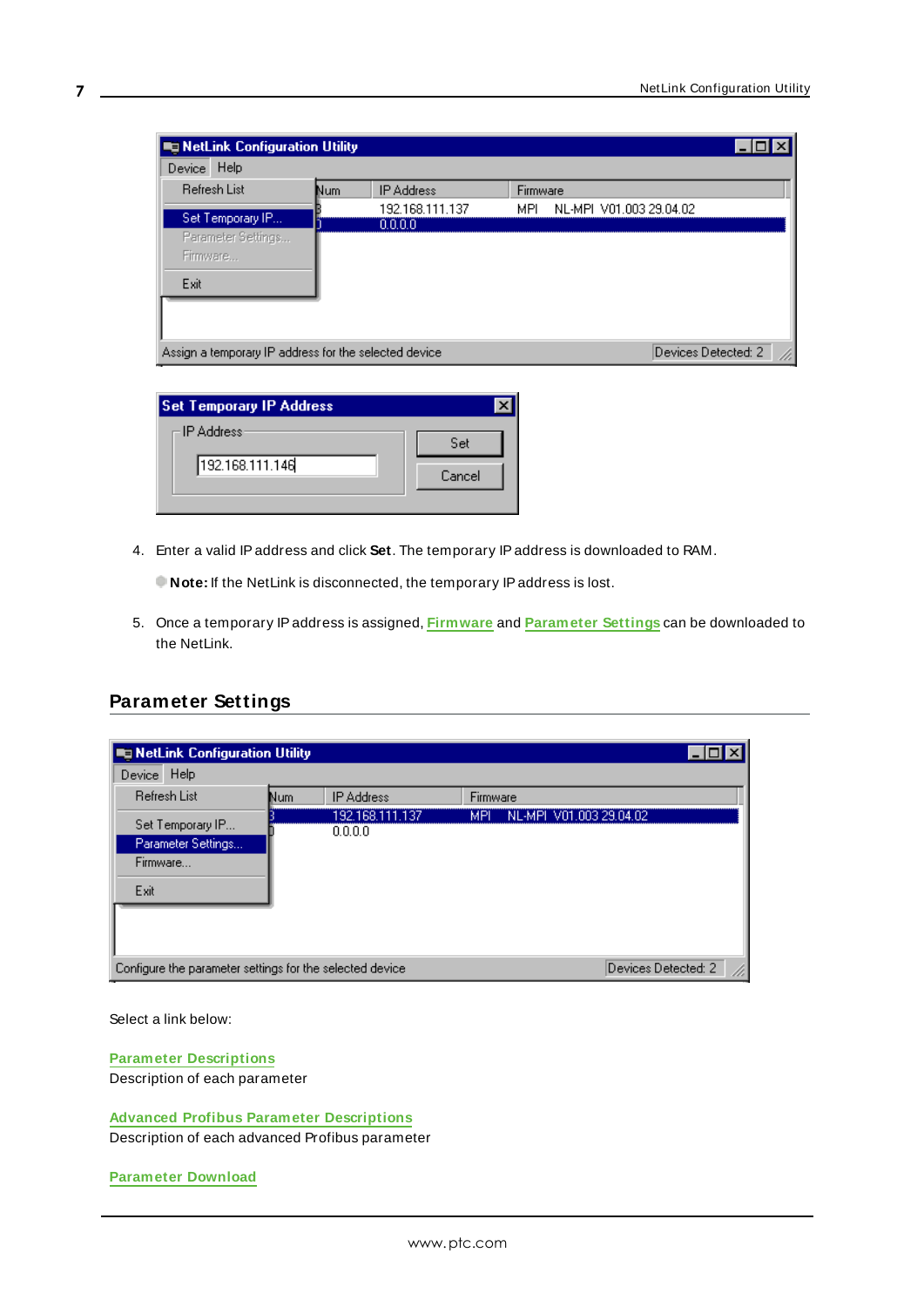4. Enter a valid IP address and click **Set**. The temporary IP address is downloaded to RAM.

   **Note:** If the NetLink is disconnected, the temporary IP address is lost.

5. Once a temporary IP address is assigned, **Firmware** and **Parameter Settings** can be downloaded to the NetLink.

## Parameter Settings

Select a link below:

**Parameter Descriptions**
Description of each parameter

**Advanced Profibus Parameter Descriptions**
Description of each advanced Profibus parameter

**Parameter Download**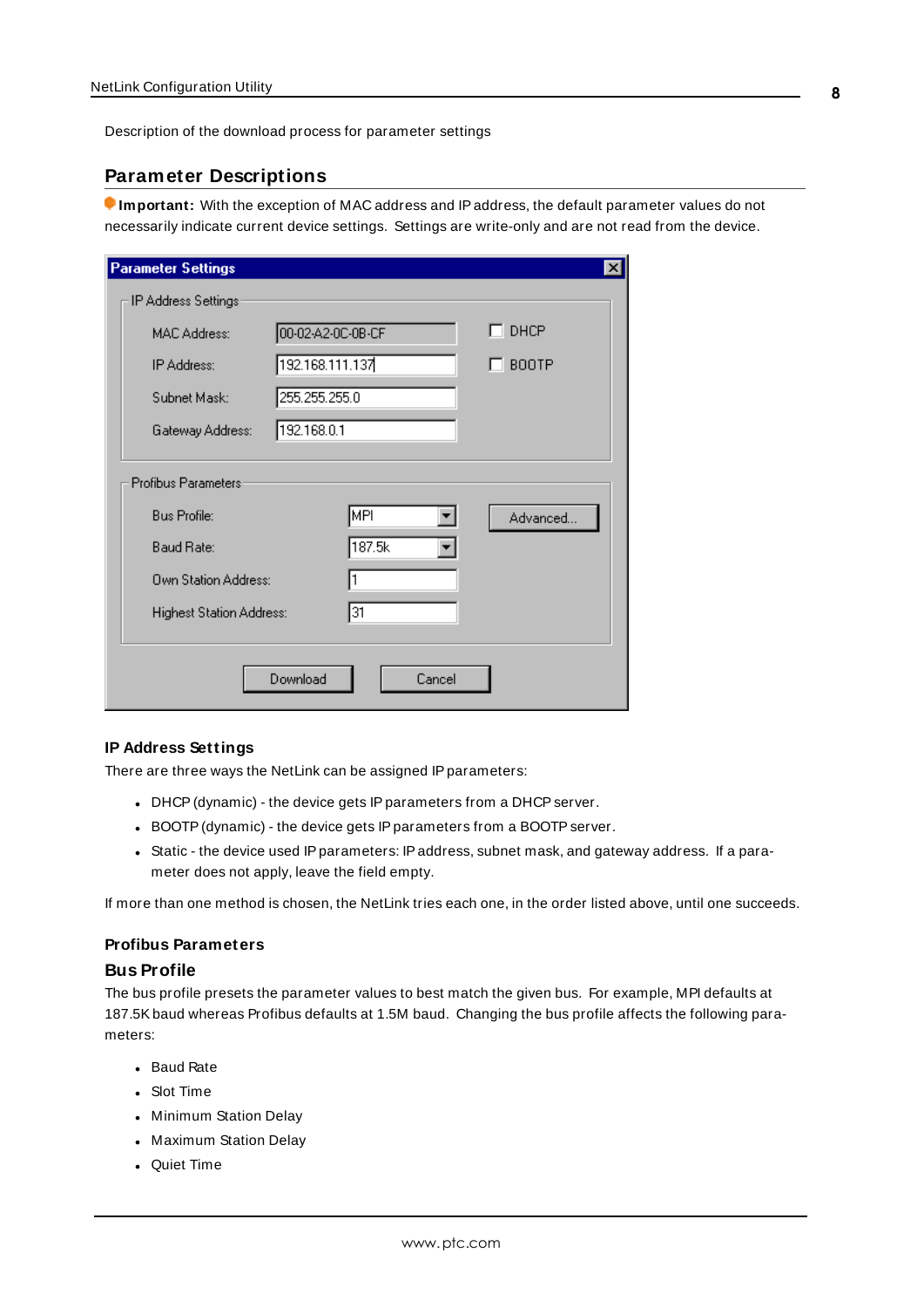Description of the download process for parameter settings

## Parameter Descriptions

**Important:** With the exception of MAC address and IP address, the default parameter values do not necessarily indicate current device settings. Settings are write-only and are not read from the device.

### IP Address Settings

There are three ways the NetLink can be assigned IP parameters:

- DHCP (dynamic) - the device gets IP parameters from a DHCP server.
- BOOTP (dynamic) - the device gets IP parameters from a BOOTP server.
- Static - the device used IP parameters: IP address, subnet mask, and gateway address. If a parameter does not apply, leave the field empty.

If more than one method is chosen, the NetLink tries each one, in the order listed above, until one succeeds.

### Profibus Parameters

### Bus Profile

The bus profile presets the parameter values to best match the given bus. For example, MPI defaults at 187.5K baud whereas Profibus defaults at 1.5M baud. Changing the bus profile affects the following parameters:

- Baud Rate
- Slot Time
- Minimum Station Delay
- Maximum Station Delay
- Quiet Time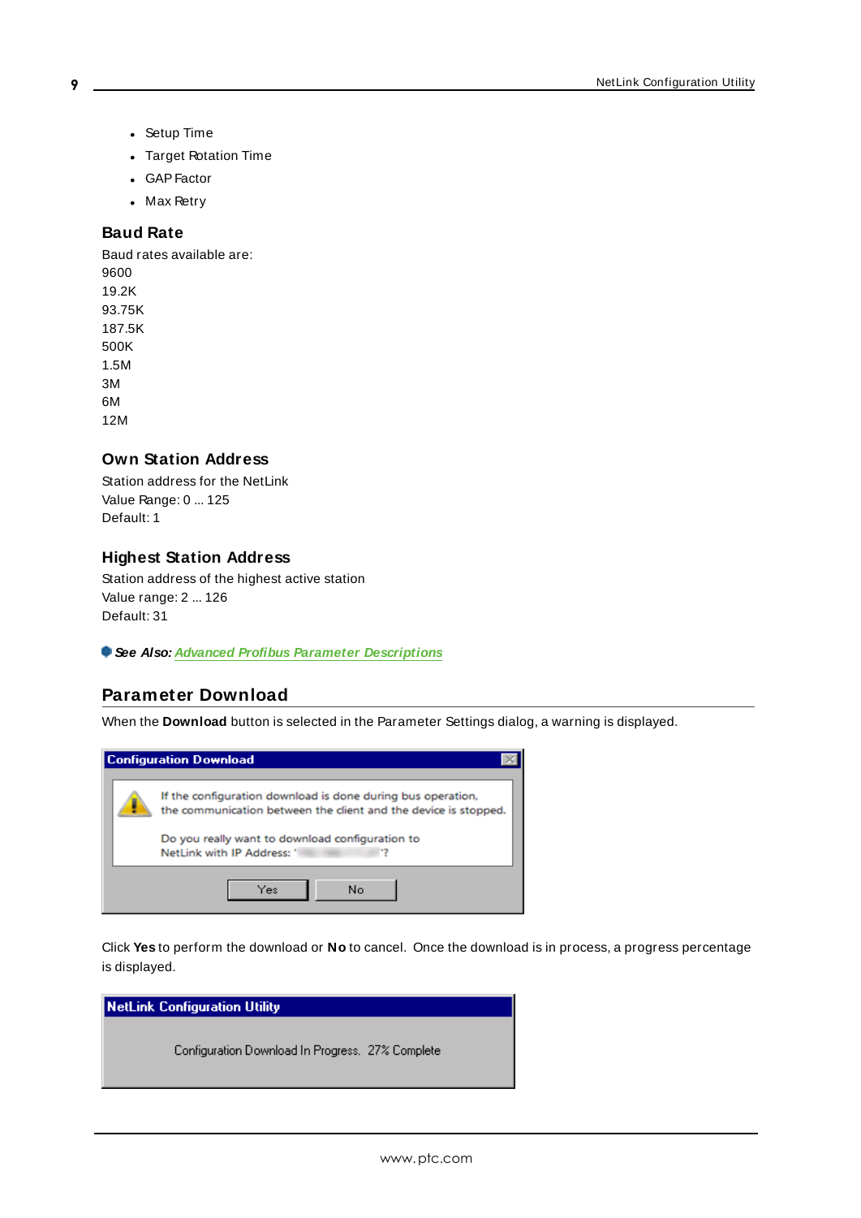- Setup Time
- Target Rotation Time
- GAP Factor
- Max Retry

### Baud Rate

Baud rates available are:
9600
19.2K
93.75K
187.5K
500K
1.5M
3M
6M
12M

### Own Station Address

Station address for the NetLink
Value Range: 0 ... 125
Default: 1

### Highest Station Address

Station address of the highest active station
Value range: 2 ... 126
Default: 31

***See Also:*** *Advanced Profibus Parameter Descriptions*

## Parameter Download

When the **Download** button is selected in the Parameter Settings dialog, a warning is displayed.

Configuration Download

If the configuration download is done during bus operation, the communication between the client and the device is stopped.

Do you really want to download configuration to NetLink with IP Address: ' '?

Yes No

Click **Yes** to perform the download or **No** to cancel. Once the download is in process, a progress percentage is displayed.

NetLink Configuration Utility

Configuration Download In Progress. 27% Complete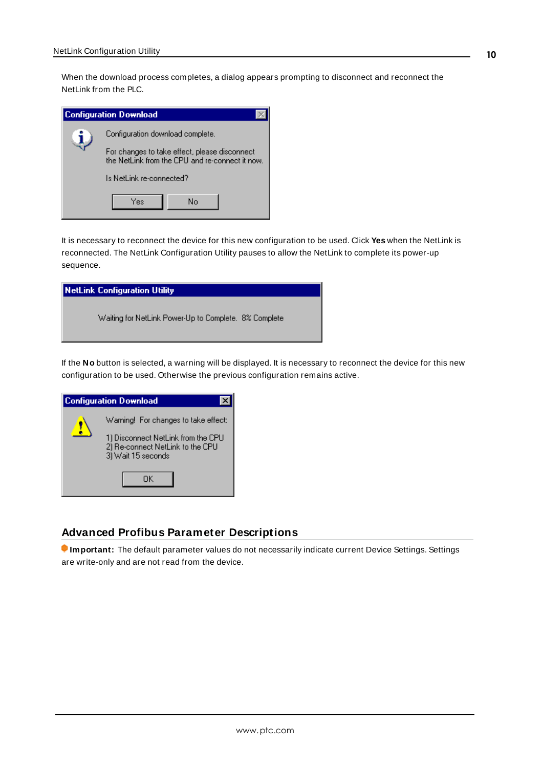When the download process completes, a dialog appears prompting to disconnect and reconnect the NetLink from the PLC.

It is necessary to reconnect the device for this new configuration to be used. Click **Yes** when the NetLink is reconnected. The NetLink Configuration Utility pauses to allow the NetLink to complete its power-up sequence.

If the **No** button is selected, a warning will be displayed. It is necessary to reconnect the device for this new configuration to be used. Otherwise the previous configuration remains active.

## Advanced Profibus Parameter Descriptions

**Important:** The default parameter values do not necessarily indicate current Device Settings. Settings are write-only and are not read from the device.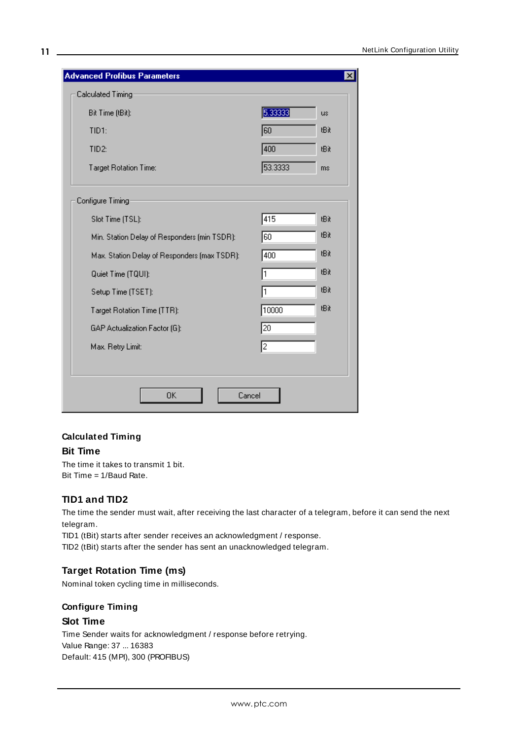## Calculated Timing

### Bit Time

The time it takes to transmit 1 bit.
Bit Time = 1/Baud Rate.

### TID1 and TID2

The time the sender must wait, after receiving the last character of a telegram, before it can send the next telegram.
TID1 (tBit) starts after sender receives an acknowledgment / response.
TID2 (tBit) starts after the sender has sent an unacknowledged telegram.

### Target Rotation Time (ms)

Nominal token cycling time in milliseconds.

## Configure Timing

### Slot Time

Time Sender waits for acknowledgment / response before retrying.
Value Range: 37 ... 16383
Default: 415 (MPI), 300 (PROFIBUS)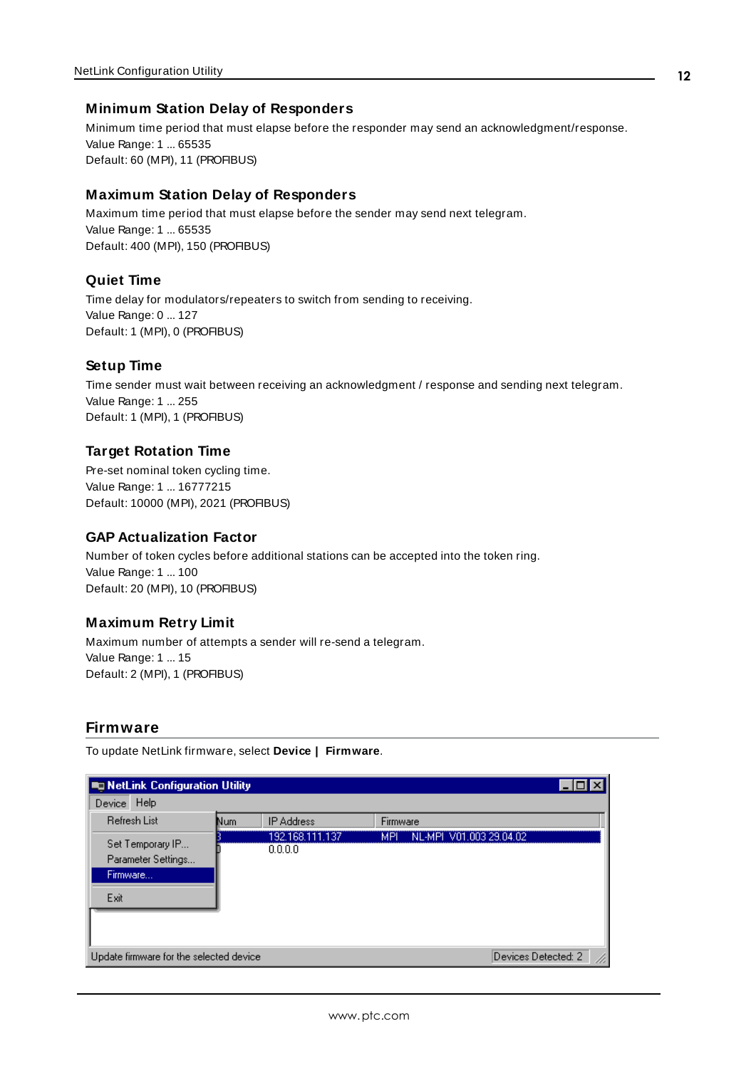### Minimum Station Delay of Responders

Minimum time period that must elapse before the responder may send an acknowledgment/response.
Value Range: 1 ... 65535
Default: 60 (MPI), 11 (PROFIBUS)

### Maximum Station Delay of Responders

Maximum time period that must elapse before the sender may send next telegram.
Value Range: 1 ... 65535
Default: 400 (MPI), 150 (PROFIBUS)

### Quiet Time

Time delay for modulators/repeaters to switch from sending to receiving.
Value Range: 0 ... 127
Default: 1 (MPI), 0 (PROFIBUS)

### Setup Time

Time sender must wait between receiving an acknowledgment / response and sending next telegram.
Value Range: 1 ... 255
Default: 1 (MPI), 1 (PROFIBUS)

### Target Rotation Time

Pre-set nominal token cycling time.
Value Range: 1 ... 16777215
Default: 10000 (MPI), 2021 (PROFIBUS)

### GAP Actualization Factor

Number of token cycles before additional stations can be accepted into the token ring.
Value Range: 1 ... 100
Default: 20 (MPI), 10 (PROFIBUS)

### Maximum Retry Limit

Maximum number of attempts a sender will re-send a telegram.
Value Range: 1 ... 15
Default: 2 (MPI), 1 (PROFIBUS)

## Firmware

To update NetLink firmware, select **Device | Firmware**.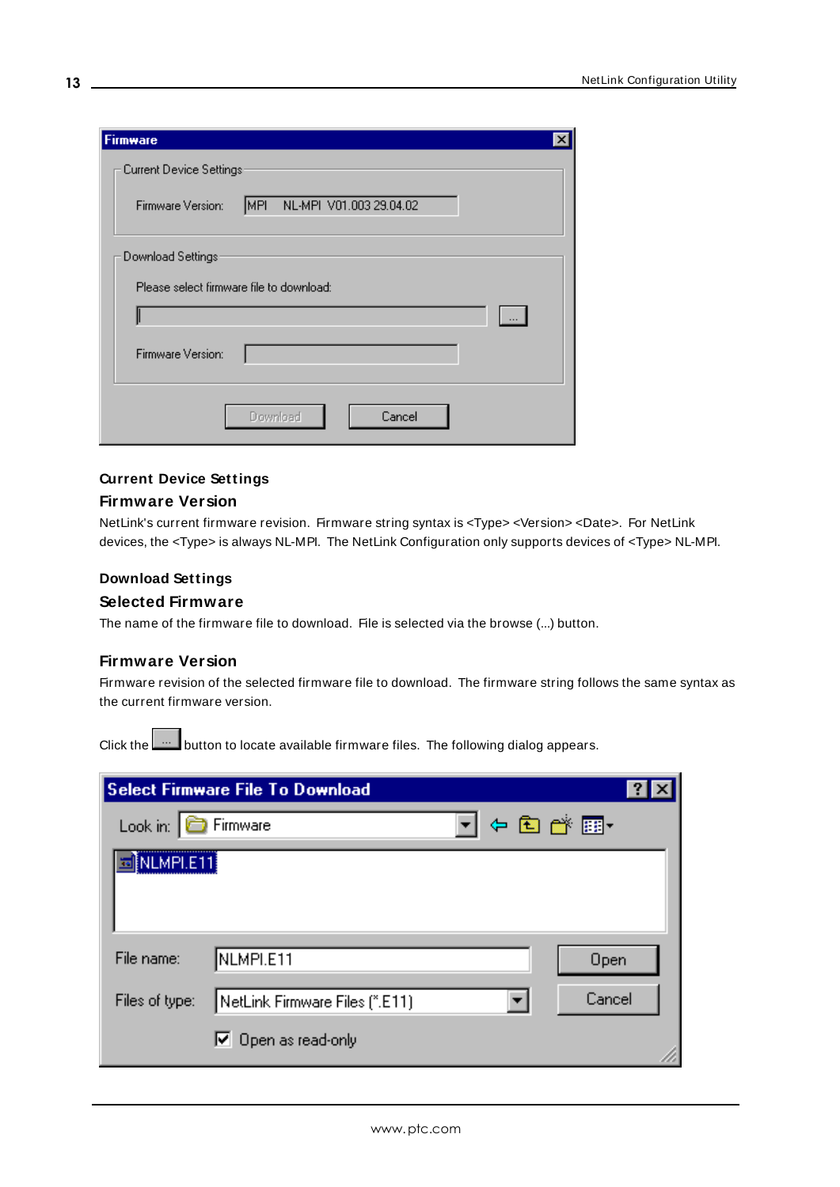### Current Device Settings

### Firmware Version

NetLink's current firmware revision. Firmware string syntax is <Type> <Version> <Date>. For NetLink devices, the <Type> is always NL-MPI. The NetLink Configuration only supports devices of <Type> NL-MPI.

### Download Settings

### Selected Firmware

The name of the firmware file to download. File is selected via the browse (...) button.

### Firmware Version

Firmware revision of the selected firmware file to download. The firmware string follows the same syntax as the current firmware version.

Click the ... button to locate available firmware files. The following dialog appears.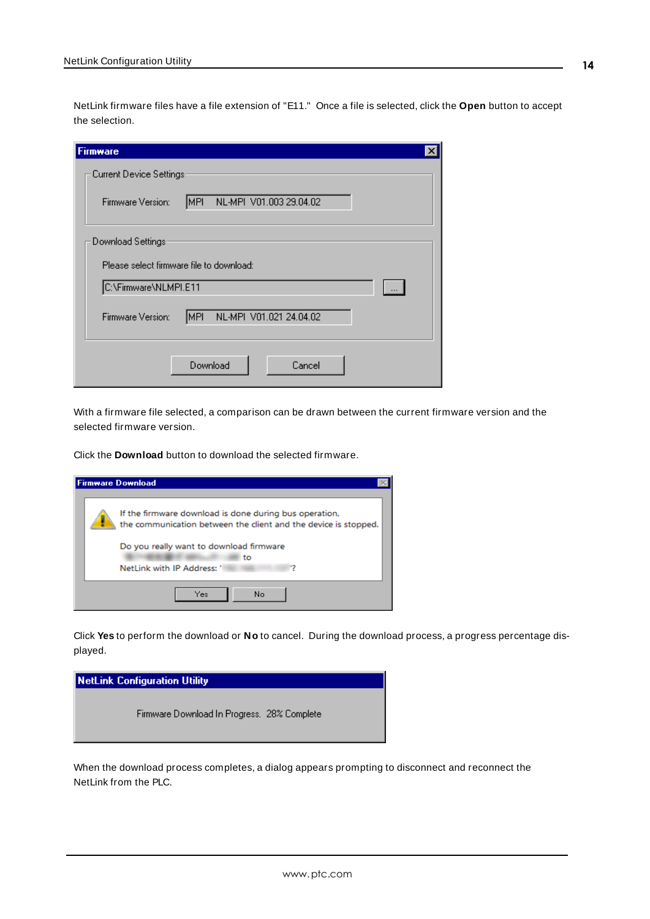NetLink firmware files have a file extension of "E11." Once a file is selected, click the **Open** button to accept the selection.

With a firmware file selected, a comparison can be drawn between the current firmware version and the selected firmware version.

Click the **Download** button to download the selected firmware.

Click **Yes** to perform the download or **No** to cancel. During the download process, a progress percentage displayed.

When the download process completes, a dialog appears prompting to disconnect and reconnect the NetLink from the PLC.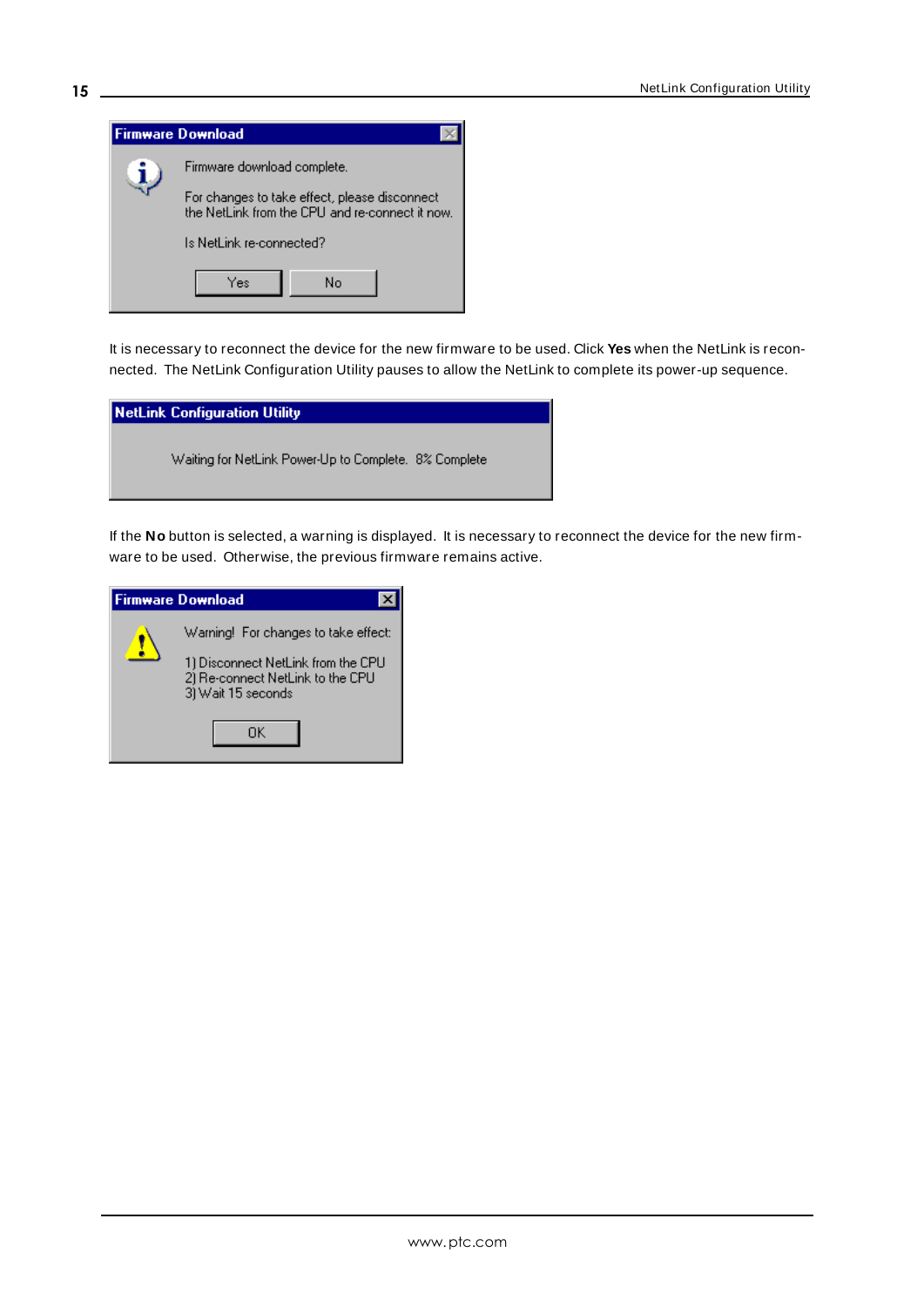It is necessary to reconnect the device for the new firmware to be used. Click **Yes** when the NetLink is reconnected. The NetLink Configuration Utility pauses to allow the NetLink to complete its power-up sequence.

If the **No** button is selected, a warning is displayed. It is necessary to reconnect the device for the new firmware to be used. Otherwise, the previous firmware remains active.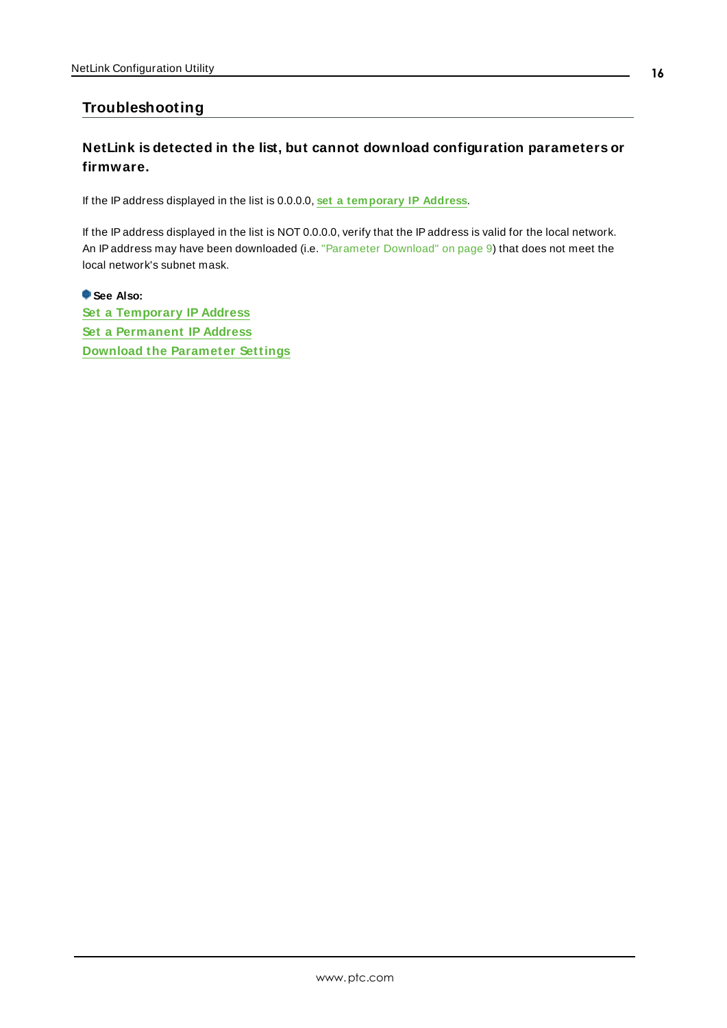## Troubleshooting

### NetLink is detected in the list, but cannot download configuration parameters or firmware.

If the IP address displayed in the list is 0.0.0.0, **set a temporary IP Address**.

If the IP address displayed in the list is NOT 0.0.0.0, verify that the IP address is valid for the local network. An IP address may have been downloaded (i.e. "Parameter Download" on page 9) that does not meet the local network's subnet mask.

**See Also:**
**Set a Temporary IP Address**
**Set a Permanent IP Address**
**Download the Parameter Settings**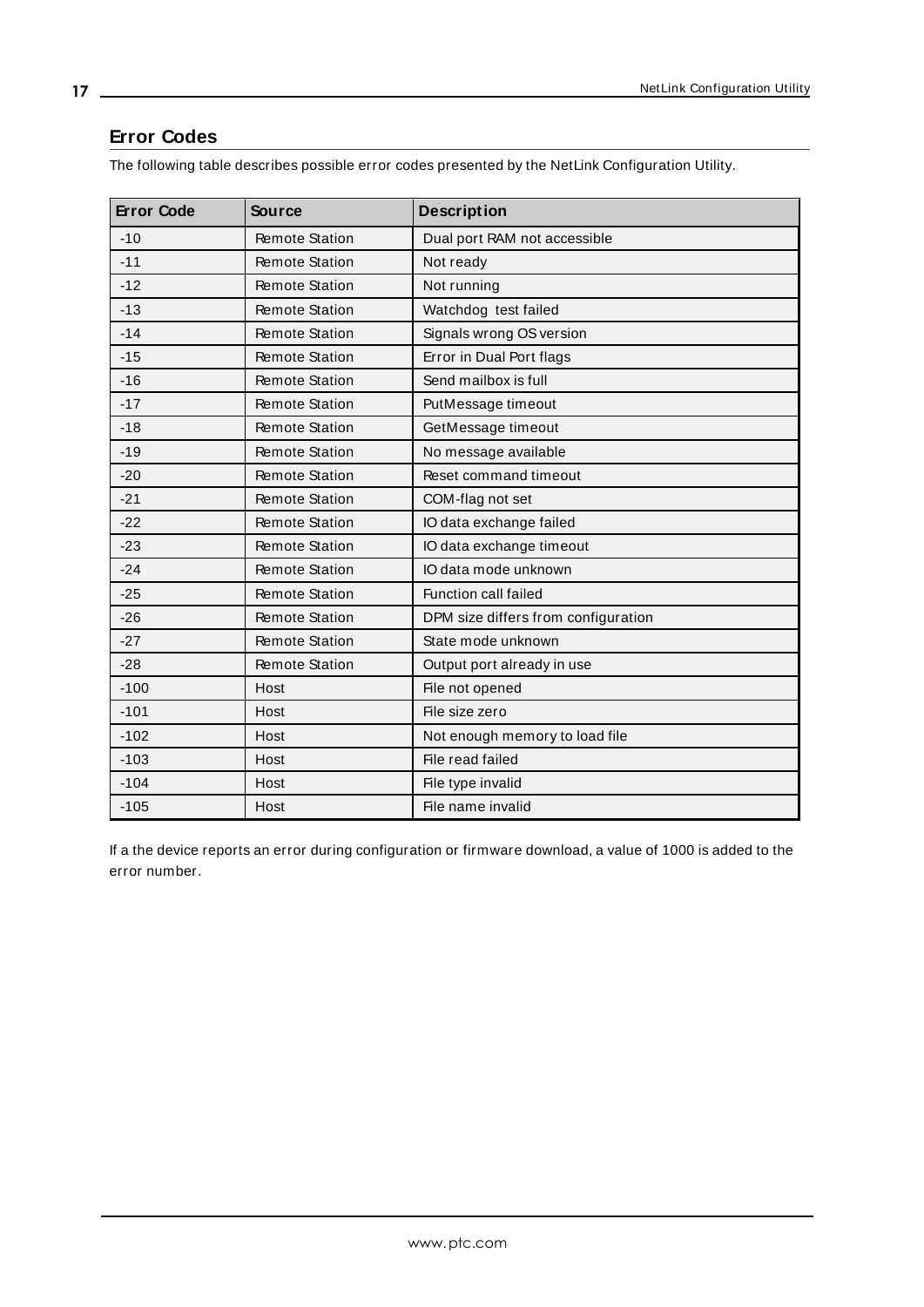## Error Codes

The following table describes possible error codes presented by the NetLink Configuration Utility.

| Error Code | Source | Description |
|---|---|---|
| -10 | Remote Station | Dual port RAM not accessible |
| -11 | Remote Station | Not ready |
| -12 | Remote Station | Not running |
| -13 | Remote Station | Watchdog test failed |
| -14 | Remote Station | Signals wrong OS version |
| -15 | Remote Station | Error in Dual Port flags |
| -16 | Remote Station | Send mailbox is full |
| -17 | Remote Station | PutMessage timeout |
| -18 | Remote Station | GetMessage timeout |
| -19 | Remote Station | No message available |
| -20 | Remote Station | Reset command timeout |
| -21 | Remote Station | COM-flag not set |
| -22 | Remote Station | IO data exchange failed |
| -23 | Remote Station | IO data exchange timeout |
| -24 | Remote Station | IO data mode unknown |
| -25 | Remote Station | Function call failed |
| -26 | Remote Station | DPM size differs from configuration |
| -27 | Remote Station | State mode unknown |
| -28 | Remote Station | Output port already in use |
| -100 | Host | File not opened |
| -101 | Host | File size zero |
| -102 | Host | Not enough memory to load file |
| -103 | Host | File read failed |
| -104 | Host | File type invalid |
| -105 | Host | File name invalid |

If a the device reports an error during configuration or firmware download, a value of 1000 is added to the error number.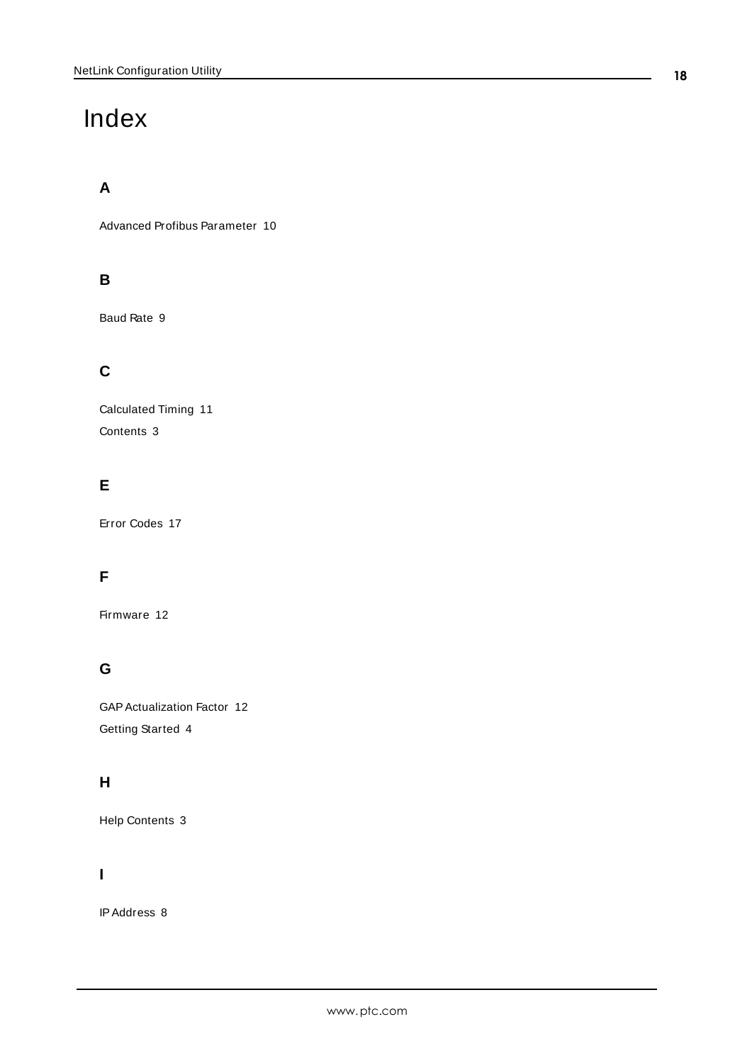# Index

## A

Advanced Profibus Parameter 10

## B

Baud Rate 9

## C

Calculated Timing 11

Contents 3

## E

Error Codes 17

## F

Firmware 12

## G

GAP Actualization Factor 12

Getting Started 4

## H

Help Contents 3

## I

IP Address 8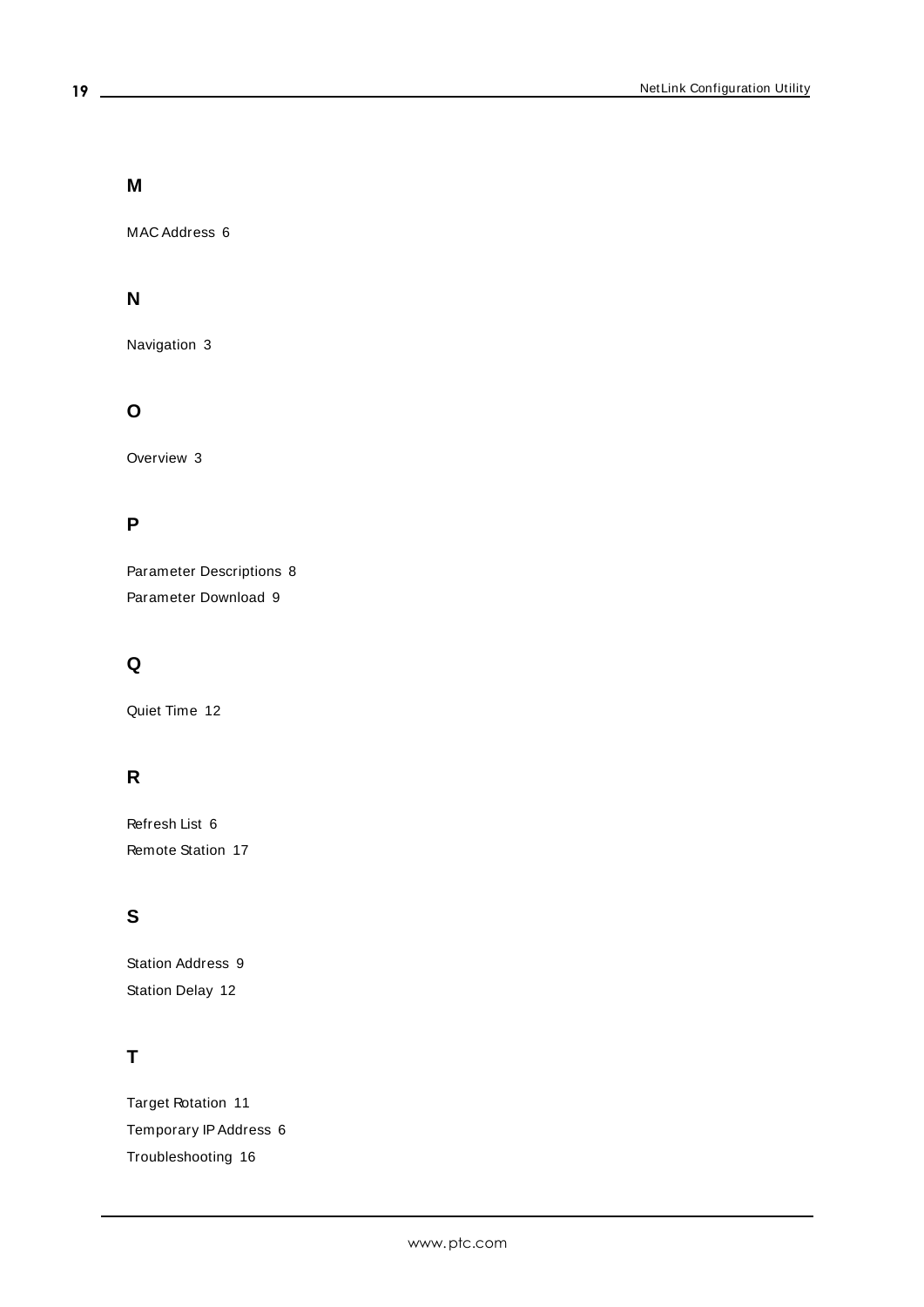## M

MAC Address 6

## N

Navigation 3

## O

Overview 3

## P

Parameter Descriptions 8

Parameter Download 9

## Q

Quiet Time 12

## R

Refresh List 6

Remote Station 17

## S

Station Address 9

Station Delay 12

## T

Target Rotation 11

Temporary IP Address 6

Troubleshooting 16